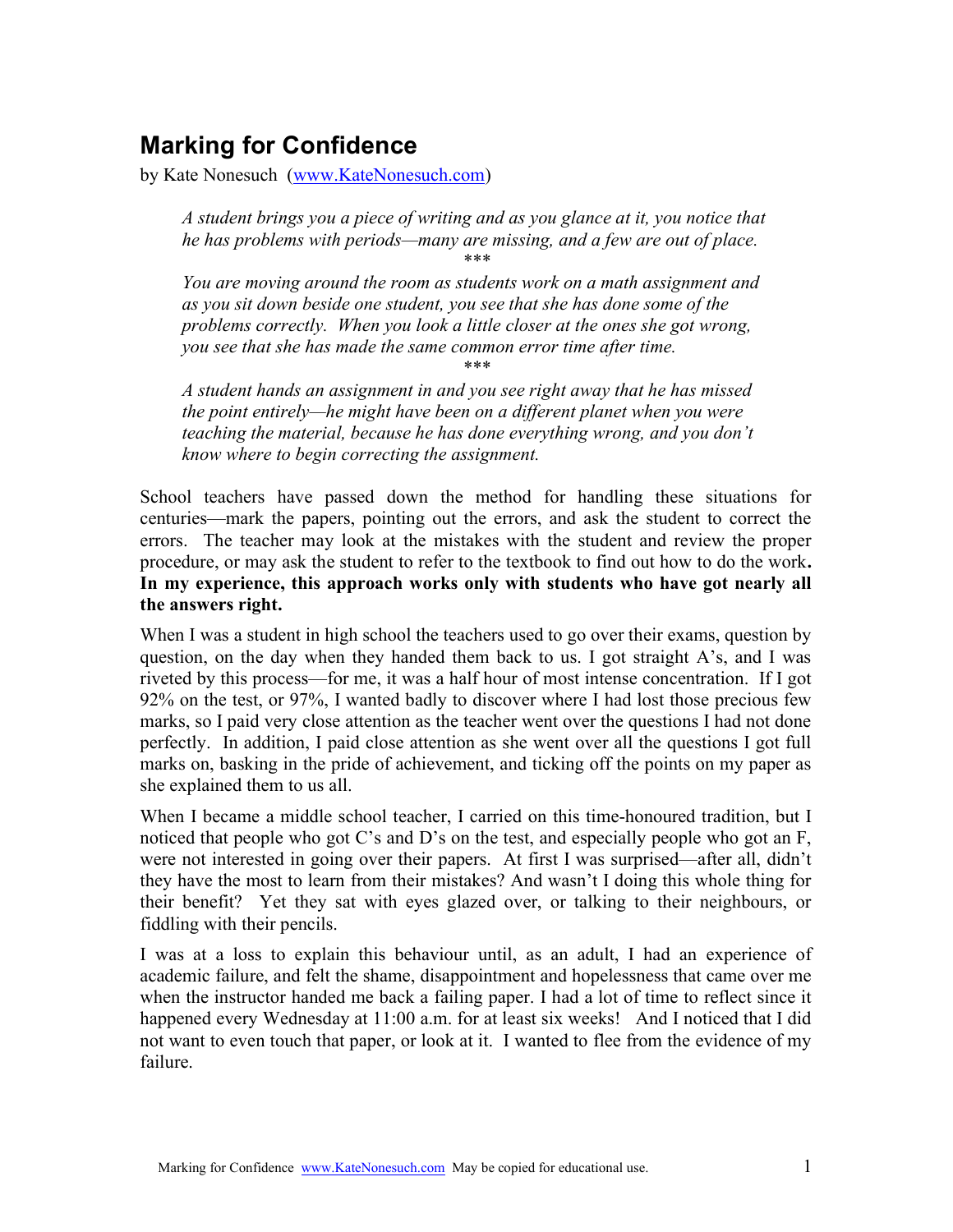# Marking for Confidence

by Kate Nonesuch (www.KateNonesuch.com)

> *A student brings you a piece of writing and as you glance at it, you notice that he has problems with periods—many are missing, and a few are out of place.*
>
> \*\*\*
>
> *You are moving around the room as students work on a math assignment and as you sit down beside one student, you see that she has done some of the problems correctly. When you look a little closer at the ones she got wrong, you see that she has made the same common error time after time.*
>
> \*\*\*
>
> *A student hands an assignment in and you see right away that he has missed the point entirely—he might have been on a different planet when you were teaching the material, because he has done everything wrong, and you don't know where to begin correcting the assignment.*

School teachers have passed down the method for handling these situations for centuries—mark the papers, pointing out the errors, and ask the student to correct the errors. The teacher may look at the mistakes with the student and review the proper procedure, or may ask the student to refer to the textbook to find out how to do the work**. In my experience, this approach works only with students who have got nearly all the answers right.**

When I was a student in high school the teachers used to go over their exams, question by question, on the day when they handed them back to us. I got straight A's, and I was riveted by this process—for me, it was a half hour of most intense concentration. If I got 92% on the test, or 97%, I wanted badly to discover where I had lost those precious few marks, so I paid very close attention as the teacher went over the questions I had not done perfectly. In addition, I paid close attention as she went over all the questions I got full marks on, basking in the pride of achievement, and ticking off the points on my paper as she explained them to us all.

When I became a middle school teacher, I carried on this time-honoured tradition, but I noticed that people who got C's and D's on the test, and especially people who got an F, were not interested in going over their papers. At first I was surprised—after all, didn't they have the most to learn from their mistakes? And wasn't I doing this whole thing for their benefit? Yet they sat with eyes glazed over, or talking to their neighbours, or fiddling with their pencils.

I was at a loss to explain this behaviour until, as an adult, I had an experience of academic failure, and felt the shame, disappointment and hopelessness that came over me when the instructor handed me back a failing paper. I had a lot of time to reflect since it happened every Wednesday at 11:00 a.m. for at least six weeks! And I noticed that I did not want to even touch that paper, or look at it. I wanted to flee from the evidence of my failure.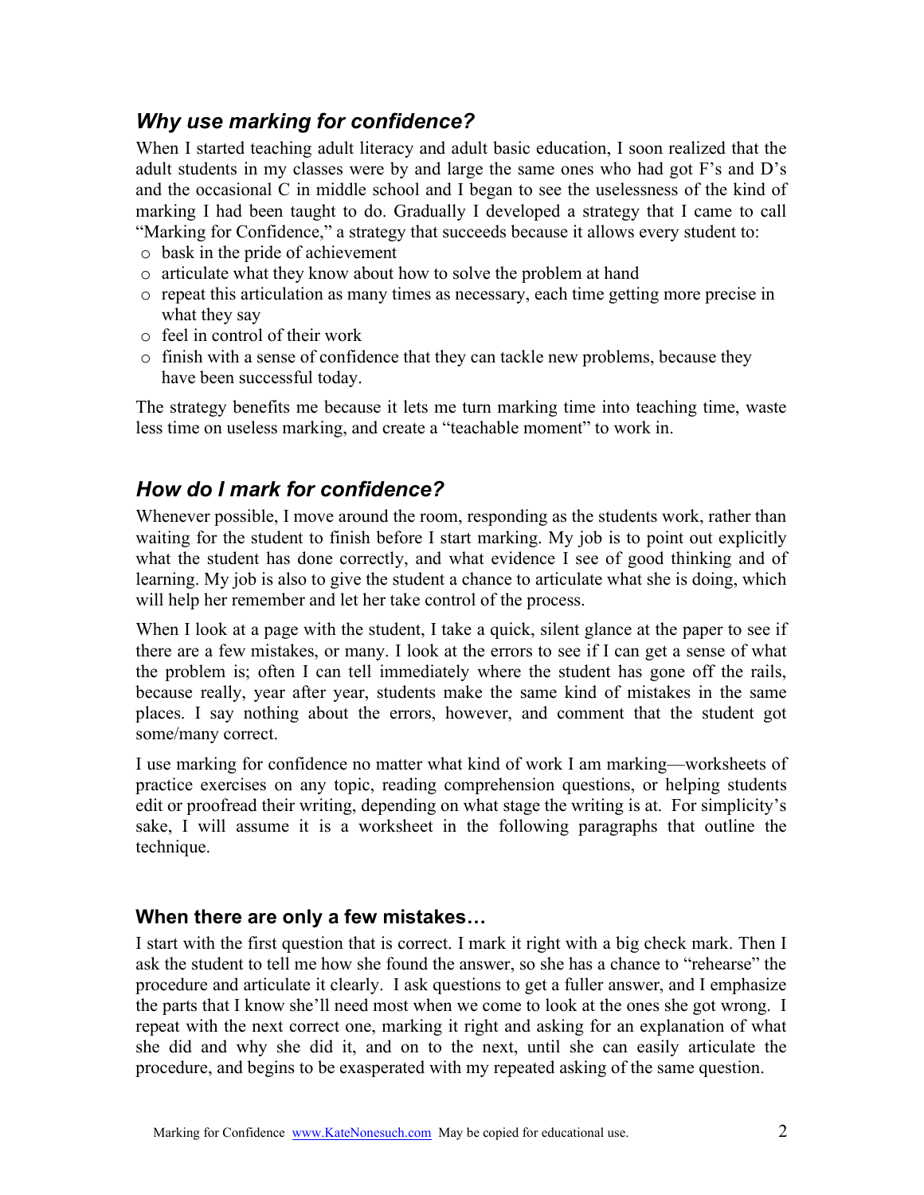## *Why use marking for confidence?*

When I started teaching adult literacy and adult basic education, I soon realized that the adult students in my classes were by and large the same ones who had got F's and D's and the occasional C in middle school and I began to see the uselessness of the kind of marking I had been taught to do. Gradually I developed a strategy that I came to call "Marking for Confidence," a strategy that succeeds because it allows every student to:

- bask in the pride of achievement
- articulate what they know about how to solve the problem at hand
- repeat this articulation as many times as necessary, each time getting more precise in what they say
- feel in control of their work
- finish with a sense of confidence that they can tackle new problems, because they have been successful today.

The strategy benefits me because it lets me turn marking time into teaching time, waste less time on useless marking, and create a "teachable moment" to work in.

## *How do I mark for confidence?*

Whenever possible, I move around the room, responding as the students work, rather than waiting for the student to finish before I start marking. My job is to point out explicitly what the student has done correctly, and what evidence I see of good thinking and of learning. My job is also to give the student a chance to articulate what she is doing, which will help her remember and let her take control of the process.

When I look at a page with the student, I take a quick, silent glance at the paper to see if there are a few mistakes, or many. I look at the errors to see if I can get a sense of what the problem is; often I can tell immediately where the student has gone off the rails, because really, year after year, students make the same kind of mistakes in the same places. I say nothing about the errors, however, and comment that the student got some/many correct.

I use marking for confidence no matter what kind of work I am marking—worksheets of practice exercises on any topic, reading comprehension questions, or helping students edit or proofread their writing, depending on what stage the writing is at. For simplicity's sake, I will assume it is a worksheet in the following paragraphs that outline the technique.

### When there are only a few mistakes…

I start with the first question that is correct. I mark it right with a big check mark. Then I ask the student to tell me how she found the answer, so she has a chance to "rehearse" the procedure and articulate it clearly. I ask questions to get a fuller answer, and I emphasize the parts that I know she'll need most when we come to look at the ones she got wrong. I repeat with the next correct one, marking it right and asking for an explanation of what she did and why she did it, and on to the next, until she can easily articulate the procedure, and begins to be exasperated with my repeated asking of the same question.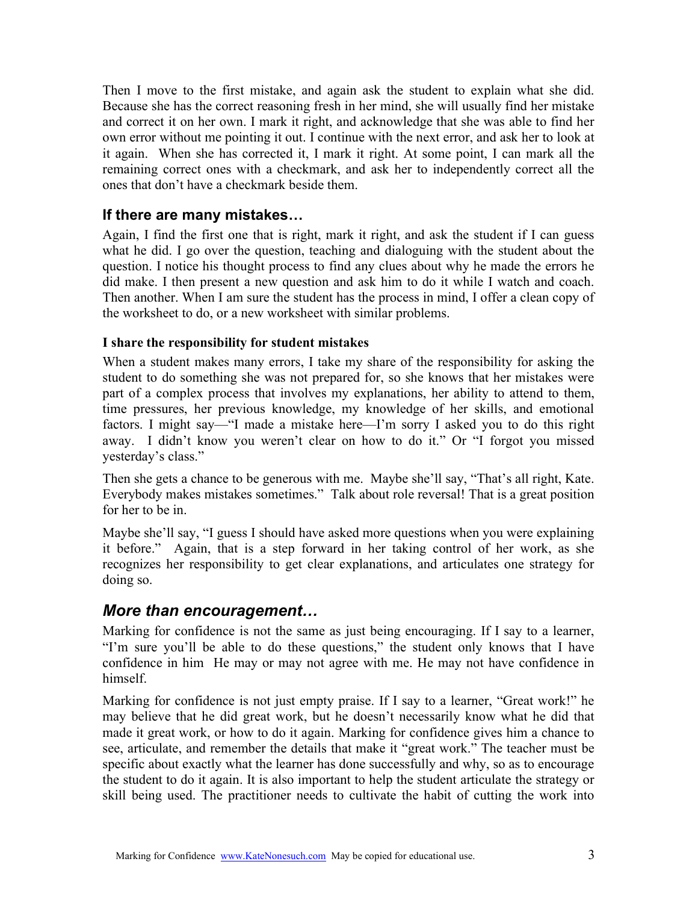Then I move to the first mistake, and again ask the student to explain what she did. Because she has the correct reasoning fresh in her mind, she will usually find her mistake and correct it on her own. I mark it right, and acknowledge that she was able to find her own error without me pointing it out. I continue with the next error, and ask her to look at it again. When she has corrected it, I mark it right. At some point, I can mark all the remaining correct ones with a checkmark, and ask her to independently correct all the ones that don't have a checkmark beside them.

## If there are many mistakes…

Again, I find the first one that is right, mark it right, and ask the student if I can guess what he did. I go over the question, teaching and dialoguing with the student about the question. I notice his thought process to find any clues about why he made the errors he did make. I then present a new question and ask him to do it while I watch and coach. Then another. When I am sure the student has the process in mind, I offer a clean copy of the worksheet to do, or a new worksheet with similar problems.

### I share the responsibility for student mistakes

When a student makes many errors, I take my share of the responsibility for asking the student to do something she was not prepared for, so she knows that her mistakes were part of a complex process that involves my explanations, her ability to attend to them, time pressures, her previous knowledge, my knowledge of her skills, and emotional factors. I might say—"I made a mistake here—I'm sorry I asked you to do this right away. I didn't know you weren't clear on how to do it." Or "I forgot you missed yesterday's class."

Then she gets a chance to be generous with me. Maybe she'll say, "That's all right, Kate. Everybody makes mistakes sometimes." Talk about role reversal! That is a great position for her to be in.

Maybe she'll say, "I guess I should have asked more questions when you were explaining it before." Again, that is a step forward in her taking control of her work, as she recognizes her responsibility to get clear explanations, and articulates one strategy for doing so.

## *More than encouragement…*

Marking for confidence is not the same as just being encouraging. If I say to a learner, "I'm sure you'll be able to do these questions," the student only knows that I have confidence in him He may or may not agree with me. He may not have confidence in himself.

Marking for confidence is not just empty praise. If I say to a learner, "Great work!" he may believe that he did great work, but he doesn't necessarily know what he did that made it great work, or how to do it again. Marking for confidence gives him a chance to see, articulate, and remember the details that make it "great work." The teacher must be specific about exactly what the learner has done successfully and why, so as to encourage the student to do it again. It is also important to help the student articulate the strategy or skill being used. The practitioner needs to cultivate the habit of cutting the work into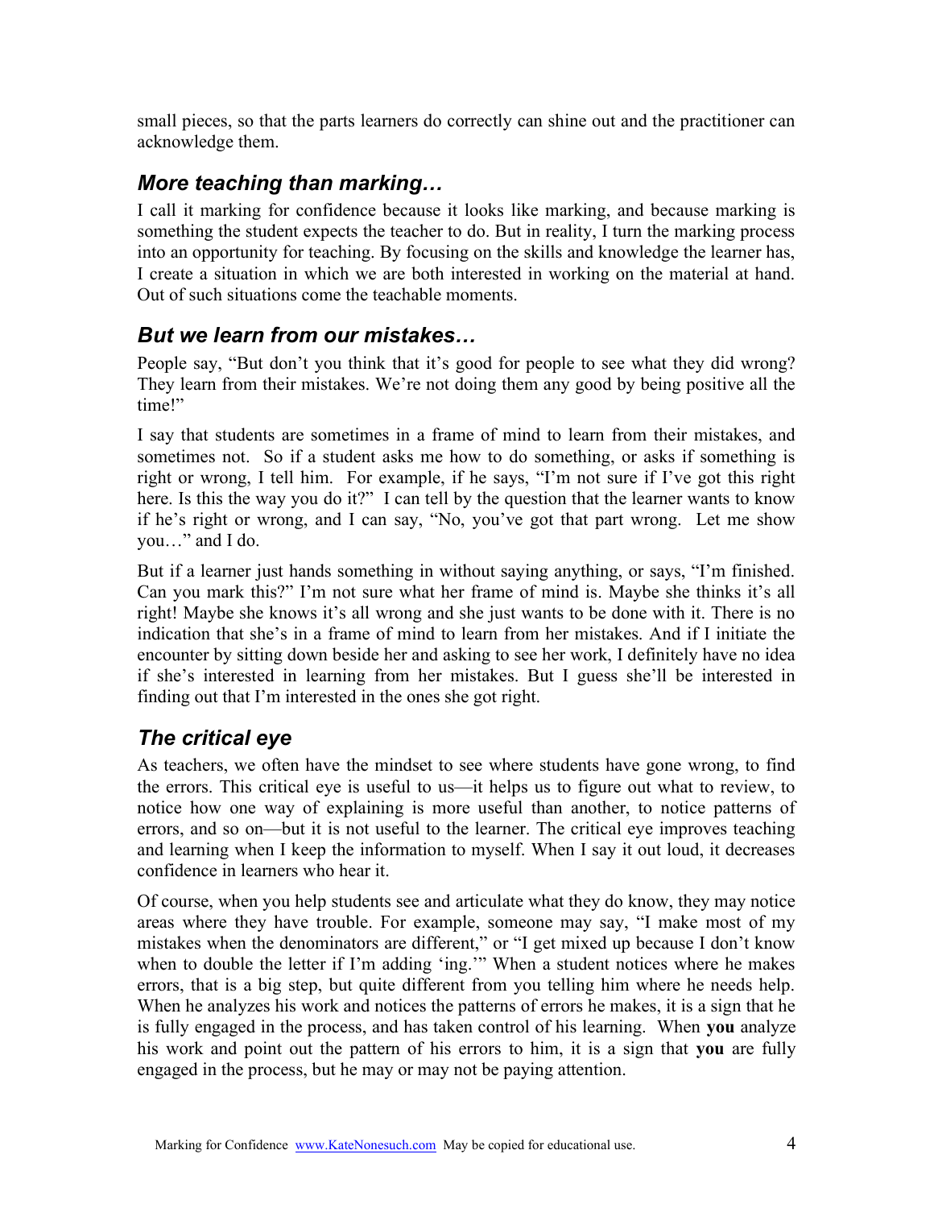small pieces, so that the parts learners do correctly can shine out and the practitioner can acknowledge them.

## *More teaching than marking…*

I call it marking for confidence because it looks like marking, and because marking is something the student expects the teacher to do. But in reality, I turn the marking process into an opportunity for teaching. By focusing on the skills and knowledge the learner has, I create a situation in which we are both interested in working on the material at hand. Out of such situations come the teachable moments.

## *But we learn from our mistakes…*

People say, "But don't you think that it's good for people to see what they did wrong? They learn from their mistakes. We're not doing them any good by being positive all the time!"

I say that students are sometimes in a frame of mind to learn from their mistakes, and sometimes not. So if a student asks me how to do something, or asks if something is right or wrong, I tell him. For example, if he says, "I'm not sure if I've got this right here. Is this the way you do it?" I can tell by the question that the learner wants to know if he's right or wrong, and I can say, "No, you've got that part wrong. Let me show you…" and I do.

But if a learner just hands something in without saying anything, or says, "I'm finished. Can you mark this?" I'm not sure what her frame of mind is. Maybe she thinks it's all right! Maybe she knows it's all wrong and she just wants to be done with it. There is no indication that she's in a frame of mind to learn from her mistakes. And if I initiate the encounter by sitting down beside her and asking to see her work, I definitely have no idea if she's interested in learning from her mistakes. But I guess she'll be interested in finding out that I'm interested in the ones she got right.

## *The critical eye*

As teachers, we often have the mindset to see where students have gone wrong, to find the errors. This critical eye is useful to us—it helps us to figure out what to review, to notice how one way of explaining is more useful than another, to notice patterns of errors, and so on—but it is not useful to the learner. The critical eye improves teaching and learning when I keep the information to myself. When I say it out loud, it decreases confidence in learners who hear it.

Of course, when you help students see and articulate what they do know, they may notice areas where they have trouble. For example, someone may say, "I make most of my mistakes when the denominators are different," or "I get mixed up because I don't know when to double the letter if I'm adding 'ing.'" When a student notices where he makes errors, that is a big step, but quite different from you telling him where he needs help. When he analyzes his work and notices the patterns of errors he makes, it is a sign that he is fully engaged in the process, and has taken control of his learning. When **you** analyze his work and point out the pattern of his errors to him, it is a sign that **you** are fully engaged in the process, but he may or may not be paying attention.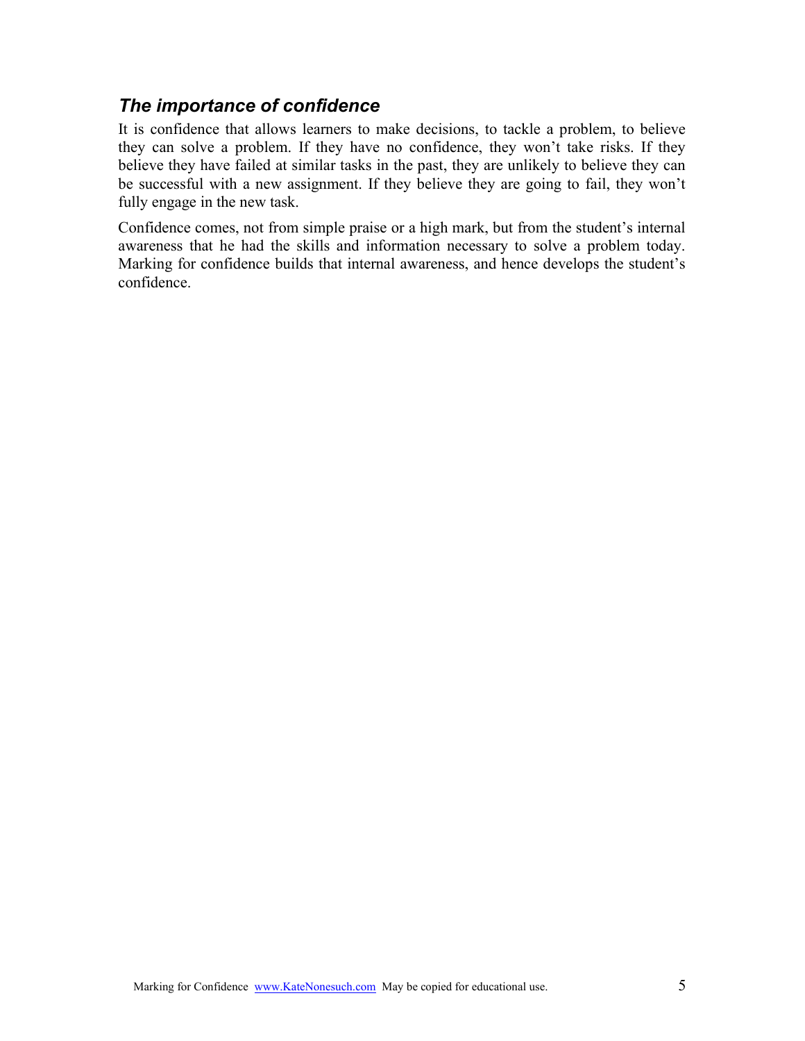## *The importance of confidence*

It is confidence that allows learners to make decisions, to tackle a problem, to believe they can solve a problem. If they have no confidence, they won't take risks. If they believe they have failed at similar tasks in the past, they are unlikely to believe they can be successful with a new assignment. If they believe they are going to fail, they won't fully engage in the new task.

Confidence comes, not from simple praise or a high mark, but from the student's internal awareness that he had the skills and information necessary to solve a problem today. Marking for confidence builds that internal awareness, and hence develops the student's confidence.